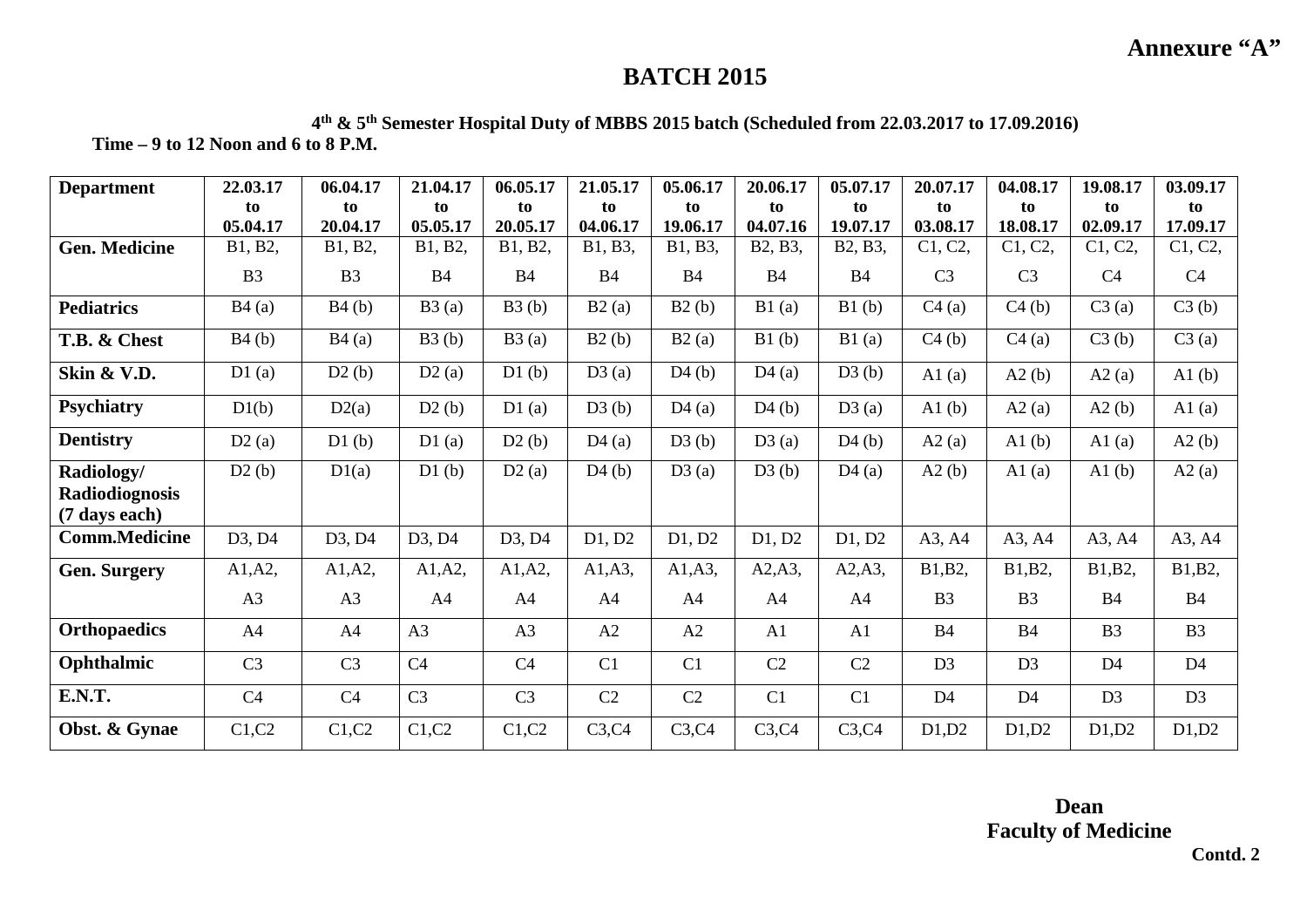**Annexure "A"**

# BATCH 2015

**4th & 5th Semester Hospital Duty of MBBS 2015 batch (Scheduled from 22.03.2017 to 17.09.2016)**

**Time – 9 to 12 Noon and 6 to 8 P.M.**

| Department | 22.03.17 to 05.04.17 | 06.04.17 to 20.04.17 | 21.04.17 to 05.05.17 | 06.05.17 to 20.05.17 | 21.05.17 to 04.06.17 | 05.06.17 to 19.06.17 | 20.06.17 to 04.07.16 | 05.07.17 to 19.07.17 | 20.07.17 to 03.08.17 | 04.08.17 to 18.08.17 | 19.08.17 to 02.09.17 | 03.09.17 to 17.09.17 |
|---|---|---|---|---|---|---|---|---|---|---|---|---|
| **Gen. Medicine** | B1, B2, B3 | B1, B2, B3 | B1, B2, B4 | B1, B2, B4 | B1, B3, B4 | B1, B3, B4 | B2, B3, B4 | B2, B3, B4 | C1, C2, C3 | C1, C2, C3 | C1, C2, C4 | C1, C2, C4 |
| **Pediatrics** | B4 (a) | B4 (b) | B3 (a) | B3 (b) | B2 (a) | B2 (b) | B1 (a) | B1 (b) | C4 (a) | C4 (b) | C3 (a) | C3 (b) |
| **T.B. & Chest** | B4 (b) | B4 (a) | B3 (b) | B3 (a) | B2 (b) | B2 (a) | B1 (b) | B1 (a) | C4 (b) | C4 (a) | C3 (b) | C3 (a) |
| **Skin & V.D.** | D1 (a) | D2 (b) | D2 (a) | D1 (b) | D3 (a) | D4 (b) | D4 (a) | D3 (b) | A1 (a) | A2 (b) | A2 (a) | A1 (b) |
| **Psychiatry** | D1(b) | D2(a) | D2 (b) | D1 (a) | D3 (b) | D4 (a) | D4 (b) | D3 (a) | A1 (b) | A2 (a) | A2 (b) | A1 (a) |
| **Dentistry** | D2 (a) | D1 (b) | D1 (a) | D2 (b) | D4 (a) | D3 (b) | D3 (a) | D4 (b) | A2 (a) | A1 (b) | A1 (a) | A2 (b) |
| **Radiology/ Radiodiognosis (7 days each)** | D2 (b) | D1(a) | D1 (b) | D2 (a) | D4 (b) | D3 (a) | D3 (b) | D4 (a) | A2 (b) | A1 (a) | A1 (b) | A2 (a) |
| **Comm.Medicine** | D3, D4 | D3, D4 | D3, D4 | D3, D4 | D1, D2 | D1, D2 | D1, D2 | D1, D2 | A3, A4 | A3, A4 | A3, A4 | A3, A4 |
| **Gen. Surgery** | A1,A2, A3 | A1,A2, A3 | A1,A2, A4 | A1,A2, A4 | A1,A3, A4 | A1,A3, A4 | A2,A3, A4 | A2,A3, A4 | B1,B2, B3 | B1,B2, B3 | B1,B2, B4 | B1,B2, B4 |
| **Orthopaedics** | A4 | A4 | A3 | A3 | A2 | A2 | A1 | A1 | B4 | B4 | B3 | B3 |
| **Ophthalmic** | C3 | C3 | C4 | C4 | C1 | C1 | C2 | C2 | D3 | D3 | D4 | D4 |
| **E.N.T.** | C4 | C4 | C3 | C3 | C2 | C2 | C1 | C1 | D4 | D4 | D3 | D3 |
| **Obst. & Gynae** | C1,C2 | C1,C2 | C1,C2 | C1,C2 | C3,C4 | C3,C4 | C3,C4 | C3,C4 | D1,D2 | D1,D2 | D1,D2 | D1,D2 |

**Dean**
**Faculty of Medicine**

**Contd. 2**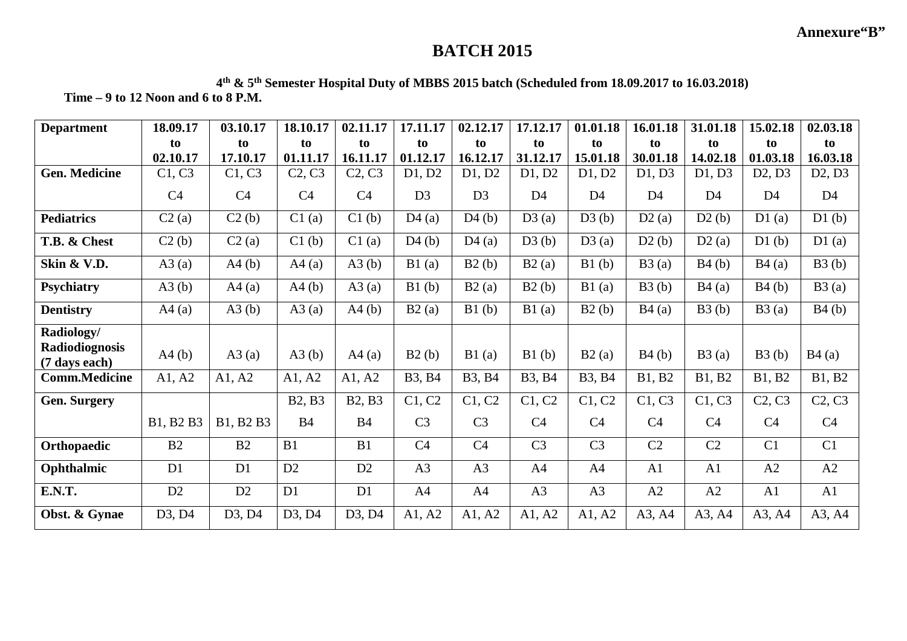**Annexure"B"**

# BATCH 2015

**4th & 5th Semester Hospital Duty of MBBS 2015 batch (Scheduled from 18.09.2017 to 16.03.2018)**

**Time – 9 to 12 Noon and 6 to 8 P.M.**

| Department | 18.09.17 to 02.10.17 | 03.10.17 to 17.10.17 | 18.10.17 to 01.11.17 | 02.11.17 to 16.11.17 | 17.11.17 to 01.12.17 | 02.12.17 to 16.12.17 | 17.12.17 to 31.12.17 | 01.01.18 to 15.01.18 | 16.01.18 to 30.01.18 | 31.01.18 to 14.02.18 | 15.02.18 to 01.03.18 | 02.03.18 to 16.03.18 |
|---|---|---|---|---|---|---|---|---|---|---|---|---|
| **Gen. Medicine** | C1, C3 C4 | C1, C3 C4 | C2, C3 C4 | C2, C3 C4 | D1, D2 D3 | D1, D2 D3 | D1, D2 D4 | D1, D2 D4 | D1, D3 D4 | D1, D3 D4 | D2, D3 D4 | D2, D3 D4 |
| **Pediatrics** | C2 (a) | C2 (b) | C1 (a) | C1 (b) | D4 (a) | D4 (b) | D3 (a) | D3 (b) | D2 (a) | D2 (b) | D1 (a) | D1 (b) |
| **T.B. & Chest** | C2 (b) | C2 (a) | C1 (b) | C1 (a) | D4 (b) | D4 (a) | D3 (b) | D3 (a) | D2 (b) | D2 (a) | D1 (b) | D1 (a) |
| **Skin & V.D.** | A3 (a) | A4 (b) | A4 (a) | A3 (b) | B1 (a) | B2 (b) | B2 (a) | B1 (b) | B3 (a) | B4 (b) | B4 (a) | B3 (b) |
| **Psychiatry** | A3 (b) | A4 (a) | A4 (b) | A3 (a) | B1 (b) | B2 (a) | B2 (b) | B1 (a) | B3 (b) | B4 (a) | B4 (b) | B3 (a) |
| **Dentistry** | A4 (a) | A3 (b) | A3 (a) | A4 (b) | B2 (a) | B1 (b) | B1 (a) | B2 (b) | B4 (a) | B3 (b) | B3 (a) | B4 (b) |
| **Radiology/ Radiodiognosis (7 days each)** | A4 (b) | A3 (a) | A3 (b) | A4 (a) | B2 (b) | B1 (a) | B1 (b) | B2 (a) | B4 (b) | B3 (a) | B3 (b) | B4 (a) |
| **Comm.Medicine** | A1, A2 | A1, A2 | A1, A2 | A1, A2 | B3, B4 | B3, B4 | B3, B4 | B3, B4 | B1, B2 | B1, B2 | B1, B2 | B1, B2 |
| **Gen. Surgery** | B1, B2 B3 | B1, B2 B3 | B2, B3 B4 | B2, B3 B4 | C1, C2 C3 | C1, C2 C3 | C1, C2 C4 | C1, C2 C4 | C1, C3 C4 | C1, C3 C4 | C2, C3 C4 | C2, C3 C4 |
| **Orthopaedic** | B2 | B2 | B1 | B1 | C4 | C4 | C3 | C3 | C2 | C2 | C1 | C1 |
| **Ophthalmic** | D1 | D1 | D2 | D2 | A3 | A3 | A4 | A4 | A1 | A1 | A2 | A2 |
| **E.N.T.** | D2 | D2 | D1 | D1 | A4 | A4 | A3 | A3 | A2 | A2 | A1 | A1 |
| **Obst. & Gynae** | D3, D4 | D3, D4 | D3, D4 | D3, D4 | A1, A2 | A1, A2 | A1, A2 | A1, A2 | A3, A4 | A3, A4 | A3, A4 | A3, A4 |